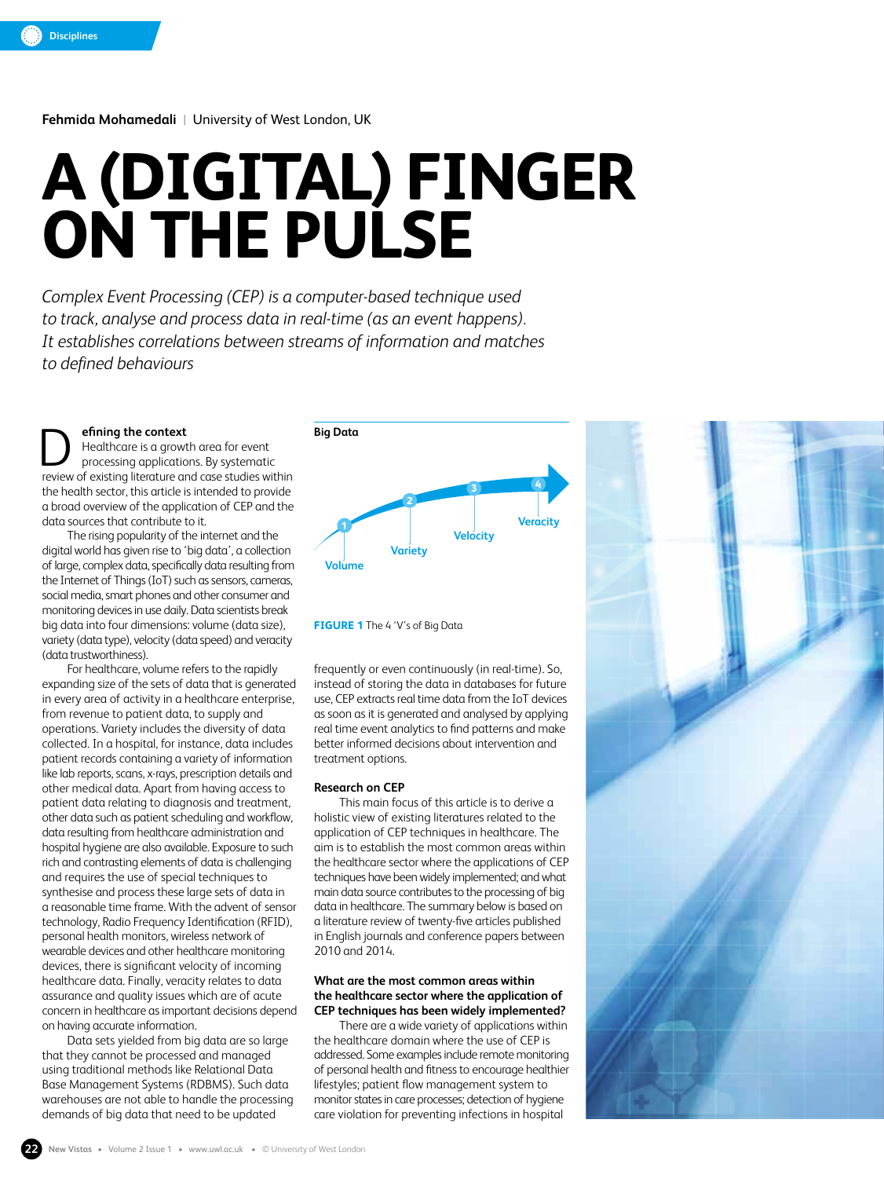**Fehmida Mohamedali** | University of West London, UK

# A (DIGITAL) FINGER ON THE PULSE

*Complex Event Processing (CEP) is a computer-based technique used to track, analyse and process data in real-time (as an event happens). It establishes correlations between streams of information and matches to defined behaviours*

## Defining the context

Healthcare is a growth area for event processing applications. By systematic review of existing literature and case studies within the health sector, this article is intended to provide a broad overview of the application of CEP and the data sources that contribute to it.

The rising popularity of the internet and the digital world has given rise to 'big data', a collection of large, complex data, specifically data resulting from the Internet of Things (IoT) such as sensors, cameras, social media, smart phones and other consumer and monitoring devices in use daily. Data scientists break big data into four dimensions: volume (data size), variety (data type), velocity (data speed) and veracity (data trustworthiness).

For healthcare, volume refers to the rapidly expanding size of the sets of data that is generated in every area of activity in a healthcare enterprise, from revenue to patient data, to supply and operations. Variety includes the diversity of data collected. In a hospital, for instance, data includes patient records containing a variety of information like lab reports, scans, x-rays, prescription details and other medical data. Apart from having access to patient data relating to diagnosis and treatment, other data such as patient scheduling and workflow, data resulting from healthcare administration and hospital hygiene are also available. Exposure to such rich and contrasting elements of data is challenging and requires the use of special techniques to synthesise and process these large sets of data in a reasonable time frame. With the advent of sensor technology, Radio Frequency Identification (RFID), personal health monitors, wireless network of wearable devices and other healthcare monitoring devices, there is significant velocity of incoming healthcare data. Finally, veracity relates to data assurance and quality issues which are of acute concern in healthcare as important decisions depend on having accurate information.

Data sets yielded from big data are so large that they cannot be processed and managed using traditional methods like Relational Data Base Management Systems (RDBMS). Such data warehouses are not able to handle the processing demands of big data that need to be updated frequently or even continuously (in real-time). So, instead of storing the data in databases for future use, CEP extracts real time data from the IoT devices as soon as it is generated and analysed by applying real time event analytics to find patterns and make better informed decisions about intervention and treatment options.

**Big Data**

1 Volume
2 Variety
3 Velocity
4 Veracity

**FIGURE 1** The 4 'V's of Big Data

## Research on CEP

This main focus of this article is to derive a holistic view of existing literatures related to the application of CEP techniques in healthcare. The aim is to establish the most common areas within the healthcare sector where the applications of CEP techniques have been widely implemented; and what main data source contributes to the processing of big data in healthcare. The summary below is based on a literature review of twenty-five articles published in English journals and conference papers between 2010 and 2014.

### What are the most common areas within the healthcare sector where the application of CEP techniques has been widely implemented?

There are a wide variety of applications within the healthcare domain where the use of CEP is addressed. Some examples include remote monitoring of personal health and fitness to encourage healthier lifestyles; patient flow management system to monitor states in care processes; detection of hygiene care violation for preventing infections in hospital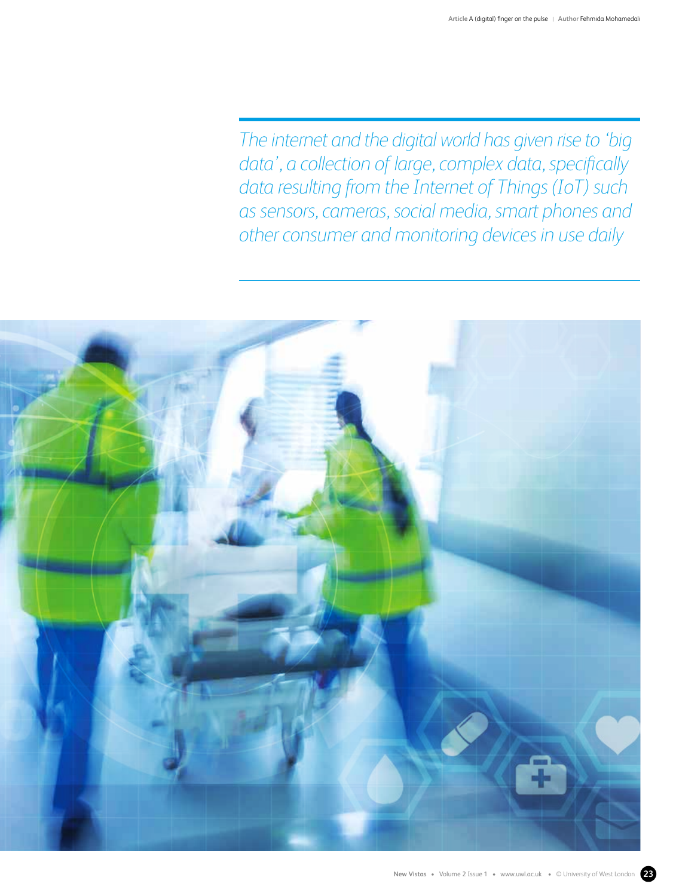*The internet and the digital world has given rise to 'big data', a collection of large, complex data, specifically data resulting from the Internet of Things (IoT) such as sensors, cameras, social media, smart phones and other consumer and monitoring devices in use daily*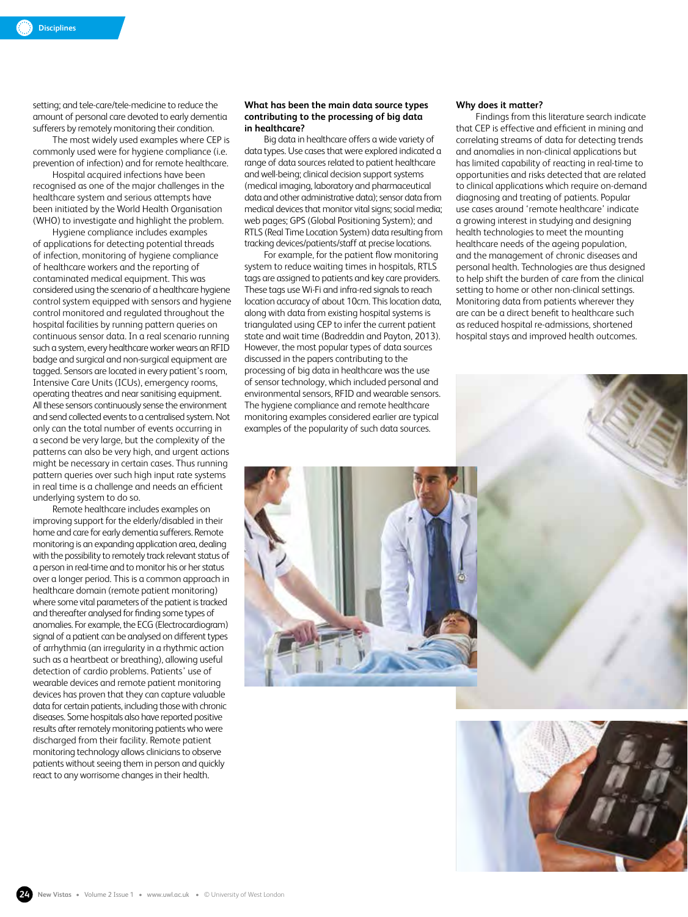setting; and tele-care/tele-medicine to reduce the amount of personal care devoted to early dementia sufferers by remotely monitoring their condition.

The most widely used examples where CEP is commonly used were for hygiene compliance (i.e. prevention of infection) and for remote healthcare.

Hospital acquired infections have been recognised as one of the major challenges in the healthcare system and serious attempts have been initiated by the World Health Organisation (WHO) to investigate and highlight the problem.

Hygiene compliance includes examples of applications for detecting potential threads of infection, monitoring of hygiene compliance of healthcare workers and the reporting of contaminated medical equipment. This was considered using the scenario of a healthcare hygiene control system equipped with sensors and hygiene control monitored and regulated throughout the hospital facilities by running pattern queries on continuous sensor data. In a real scenario running such a system, every healthcare worker wears an RFID badge and surgical and non-surgical equipment are tagged. Sensors are located in every patient's room, Intensive Care Units (ICUs), emergency rooms, operating theatres and near sanitising equipment. All these sensors continuously sense the environment and send collected events to a centralised system. Not only can the total number of events occurring in a second be very large, but the complexity of the patterns can also be very high, and urgent actions might be necessary in certain cases. Thus running pattern queries over such high input rate systems in real time is a challenge and needs an efficient underlying system to do so.

Remote healthcare includes examples on improving support for the elderly/disabled in their home and care for early dementia sufferers. Remote monitoring is an expanding application area, dealing with the possibility to remotely track relevant status of a person in real-time and to monitor his or her status over a longer period. This is a common approach in healthcare domain (remote patient monitoring) where some vital parameters of the patient is tracked and thereafter analysed for finding some types of anomalies. For example, the ECG (Electrocardiogram) signal of a patient can be analysed on different types of arrhythmia (an irregularity in a rhythmic action such as a heartbeat or breathing), allowing useful detection of cardio problems. Patients' use of wearable devices and remote patient monitoring devices has proven that they can capture valuable data for certain patients, including those with chronic diseases. Some hospitals also have reported positive results after remotely monitoring patients who were discharged from their facility. Remote patient monitoring technology allows clinicians to observe patients without seeing them in person and quickly react to any worrisome changes in their health.

**What has been the main data source types contributing to the processing of big data in healthcare?**

Big data in healthcare offers a wide variety of data types. Use cases that were explored indicated a range of data sources related to patient healthcare and well-being; clinical decision support systems (medical imaging, laboratory and pharmaceutical data and other administrative data); sensor data from medical devices that monitor vital signs; social media; web pages; GPS (Global Positioning System); and RTLS (Real Time Location System) data resulting from tracking devices/patients/staff at precise locations.

For example, for the patient flow monitoring system to reduce waiting times in hospitals, RTLS tags are assigned to patients and key care providers. These tags use Wi-Fi and infra-red signals to reach location accuracy of about 10cm. This location data, along with data from existing hospital systems is triangulated using CEP to infer the current patient state and wait time (Badreddin and Payton, 2013). However, the most popular types of data sources discussed in the papers contributing to the processing of big data in healthcare was the use of sensor technology, which included personal and environmental sensors, RFID and wearable sensors. The hygiene compliance and remote healthcare monitoring examples considered earlier are typical examples of the popularity of such data sources.

**Why does it matter?**

Findings from this literature search indicate that CEP is effective and efficient in mining and correlating streams of data for detecting trends and anomalies in non-clinical applications but has limited capability of reacting in real-time to opportunities and risks detected that are related to clinical applications which require on-demand diagnosing and treating of patients. Popular use cases around 'remote healthcare' indicate a growing interest in studying and designing health technologies to meet the mounting healthcare needs of the ageing population, and the management of chronic diseases and personal health. Technologies are thus designed to help shift the burden of care from the clinical setting to home or other non-clinical settings. Monitoring data from patients wherever they are can be a direct benefit to healthcare such as reduced hospital re-admissions, shortened hospital stays and improved health outcomes.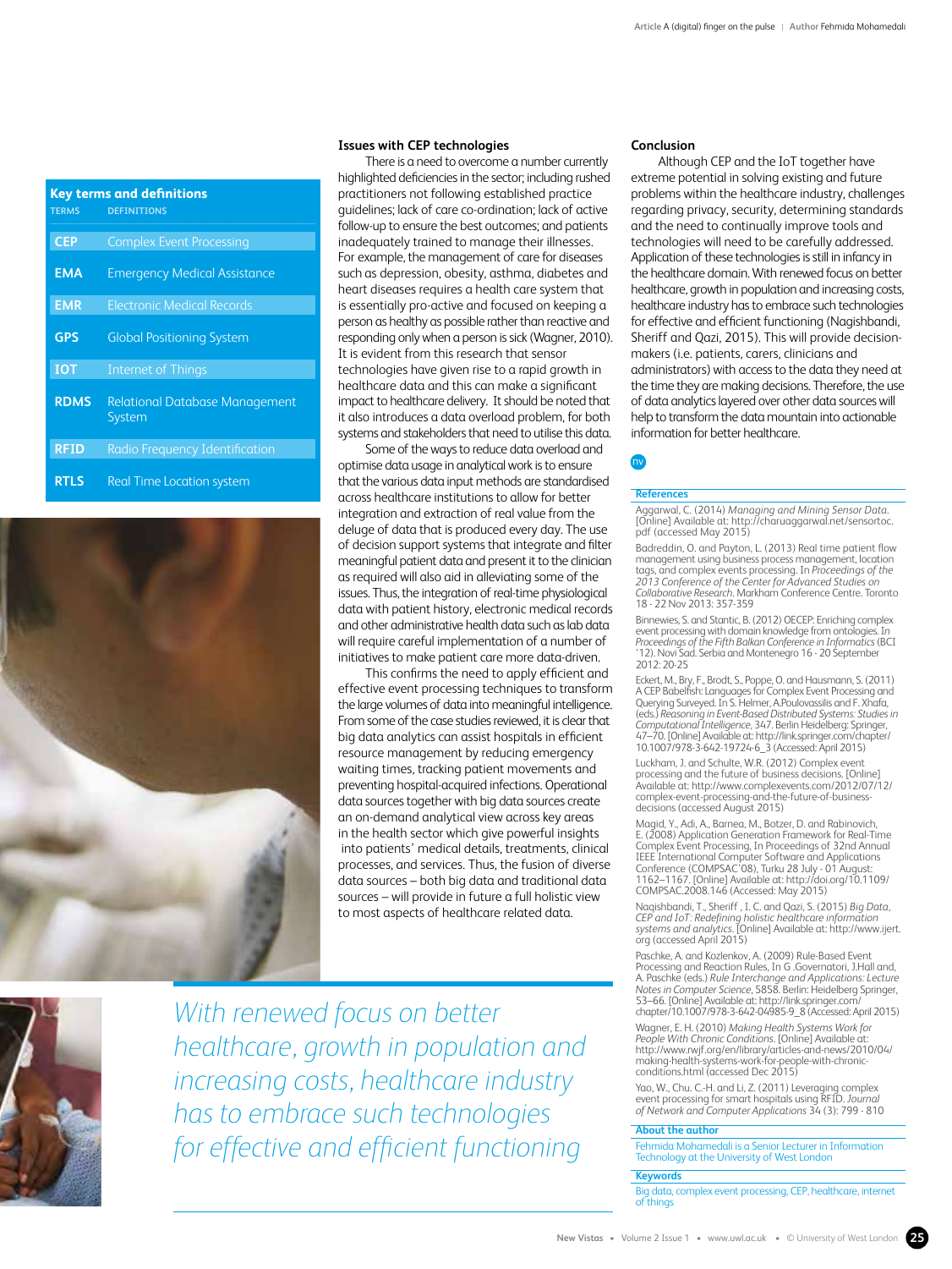### Key terms and definitions

| TERMS | DEFINITIONS |
|---|---|
| CEP | Complex Event Processing |
| EMA | Emergency Medical Assistance |
| EMR | Electronic Medical Records |
| GPS | Global Positioning System |
| IOT | Internet of Things |
| RDMS | Relational Database Management System |
| RFID | Radio Frequency Identification |
| RTLS | Real Time Location system |

## Issues with CEP technologies

There is a need to overcome a number currently highlighted deficiencies in the sector; including rushed practitioners not following established practice guidelines; lack of care co-ordination; lack of active follow-up to ensure the best outcomes; and patients inadequately trained to manage their illnesses. For example, the management of care for diseases such as depression, obesity, asthma, diabetes and heart diseases requires a health care system that is essentially pro-active and focused on keeping a person as healthy as possible rather than reactive and responding only when a person is sick (Wagner, 2010). It is evident from this research that sensor technologies have given rise to a rapid growth in healthcare data and this can make a significant impact to healthcare delivery. It should be noted that it also introduces a data overload problem, for both systems and stakeholders that need to utilise this data.

Some of the ways to reduce data overload and optimise data usage in analytical work is to ensure that the various data input methods are standardised across healthcare institutions to allow for better integration and extraction of real value from the deluge of data that is produced every day. The use of decision support systems that integrate and filter meaningful patient data and present it to the clinician as required will also aid in alleviating some of the issues. Thus, the integration of real-time physiological data with patient history, electronic medical records and other administrative health data such as lab data will require careful implementation of a number of initiatives to make patient care more data-driven.

This confirms the need to apply efficient and effective event processing techniques to transform the large volumes of data into meaningful intelligence. From some of the case studies reviewed, it is clear that big data analytics can assist hospitals in efficient resource management by reducing emergency waiting times, tracking patient movements and preventing hospital-acquired infections. Operational data sources together with big data sources create an on-demand analytical view across key areas in the health sector which give powerful insights into patients' medical details, treatments, clinical processes, and services. Thus, the fusion of diverse data sources – both big data and traditional data sources – will provide in future a full holistic view to most aspects of healthcare related data.

*With renewed focus on better healthcare, growth in population and increasing costs, healthcare industry has to embrace such technologies for effective and efficient functioning*

## Conclusion

Although CEP and the IoT together have extreme potential in solving existing and future problems within the healthcare industry, challenges regarding privacy, security, determining standards and the need to continually improve tools and technologies will need to be carefully addressed. Application of these technologies is still in infancy in the healthcare domain. With renewed focus on better healthcare, growth in population and increasing costs, healthcare industry has to embrace such technologies for effective and efficient functioning (Nagishbandi, Sheriff and Qazi, 2015). This will provide decision-makers (i.e. patients, carers, clinicians and administrators) with access to the data they need at the time they are making decisions. Therefore, the use of data analytics layered over other data sources will help to transform the data mountain into actionable information for better healthcare.

### References

Aggarwal, C. (2014) *Managing and Mining Sensor Data*. [Online] Available at: http://charuaggarwal.net/sensortoc.pdf (accessed May 2015)

Badreddin, O. and Payton, L. (2013) Real time patient flow management using business process management, location tags, and complex events processing. In *Proceedings of the 2013 Conference of the Center for Advanced Studies on Collaborative Research*. Markham Conference Centre. Toronto 18 - 22 Nov 2013: 357-359

Binnewies, S. and Stantic, B. (2012) OECEP: Enriching complex event processing with domain knowledge from ontologies. In *Proceedings of the Fifth Balkan Conference in Informatics* (BCI '12). Novi Sad. Serbia and Montenegro 16 - 20 September 2012: 20-25

Eckert, M., Bry, F., Brodt, S., Poppe, O. and Hausmann, S. (2011) A CEP Babelfish: Languages for Complex Event Processing and Querying Surveyed. In S. Helmer, A.Poulovassilis and F. Xhafa, (eds.) *Reasoning in Event-Based Distributed Systems: Studies in Computational Intelligence*, 347. Berlin Heidelberg: Springer, 47–70. [Online] Available at: http://link.springer.com/chapter/10.1007/978-3-642-19724-6_3 (Accessed: April 2015)

Luckham, J. and Schulte, W.R. (2012) Complex event processing and the future of business decisions. [Online] Available at: http://www.complexevents.com/2012/07/12/complex-event-processing-and-the-future-of-business-decisions (accessed August 2015)

Magid, Y., Adi, A., Barnea, M., Botzer, D. and Rabinovich, E. (2008) Application Generation Framework for Real-Time Complex Event Processing, In Proceedings of 32nd Annual IEEE International Computer Software and Applications Conference (COMPSAC'08), Turku 28 July - 01 August: 1162–1167. [Online] Available at: http://doi.org/10.1109/COMPSAC.2008.146 (Accessed: May 2015)

Naqishbandi, T., Sheriff , I. C. and Qazi, S. (2015) *Big Data, CEP and IoT: Redefining holistic healthcare information systems and analytics*. [Online] Available at: http://www.ijert.org (accessed April 2015)

Paschke, A. and Kozlenkov, A. (2009) Rule-Based Event Processing and Reaction Rules, In G .Governatori, J.Hall and, A. Paschke (eds.) *Rule Interchange and Applications: Lecture Notes in Computer Science*, 5858. Berlin: Heidelberg Springer, 53–66. [Online] Available at: http://link.springer.com/chapter/10.1007/978-3-642-04985-9_8 (Accessed: April 2015)

Wagner, E. H. (2010) *Making Health Systems Work for People With Chronic Conditions*. [Online] Available at: http://www.rwjf.org/en/library/articles-and-news/2010/04/making-health-systems-work-for-people-with-chronic-conditions.html (accessed Dec 2015)

Yao, W., Chu. C.-H. and Li, Z. (2011) Leveraging complex event processing for smart hospitals using RFID. *Journal of Network and Computer Applications* 34 (3): 799 - 810

### About the author

Fehmida Mohamedali is a Senior Lecturer in Information Technology at the University of West London

### Keywords

Big data, complex event processing, CEP, healthcare, internet of things